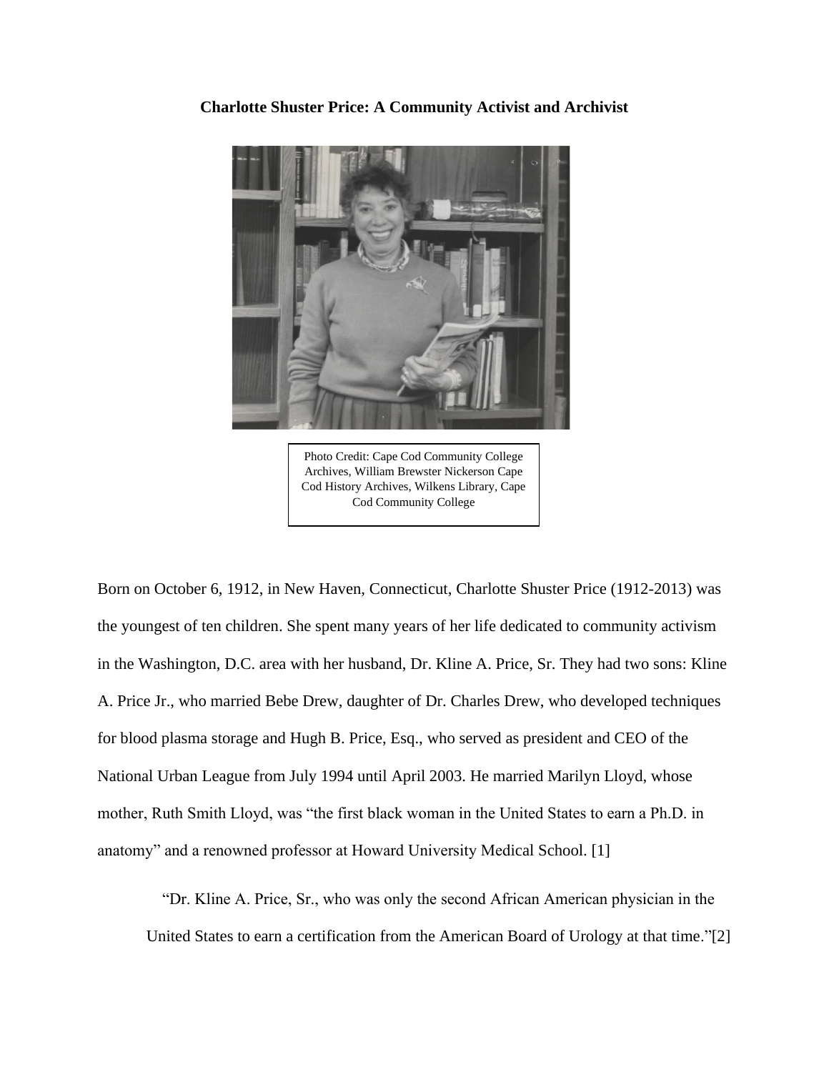**Charlotte Shuster Price: A Community Activist and Archivist**

Photo Credit: Cape Cod Community College Archives, William Brewster Nickerson Cape Cod History Archives, Wilkens Library, Cape Cod Community College

Born on October 6, 1912, in New Haven, Connecticut, Charlotte Shuster Price (1912-2013) was the youngest of ten children. She spent many years of her life dedicated to community activism in the Washington, D.C. area with her husband, Dr. Kline A. Price, Sr. They had two sons: Kline A. Price Jr., who married Bebe Drew, daughter of Dr. Charles Drew, who developed techniques for blood plasma storage and Hugh B. Price, Esq., who served as president and CEO of the National Urban League from July 1994 until April 2003. He married Marilyn Lloyd, whose mother, Ruth Smith Lloyd, was "the first black woman in the United States to earn a Ph.D. in anatomy" and a renowned professor at Howard University Medical School. [1]

> "Dr. Kline A. Price, Sr., who was only the second African American physician in the United States to earn a certification from the American Board of Urology at that time."[2]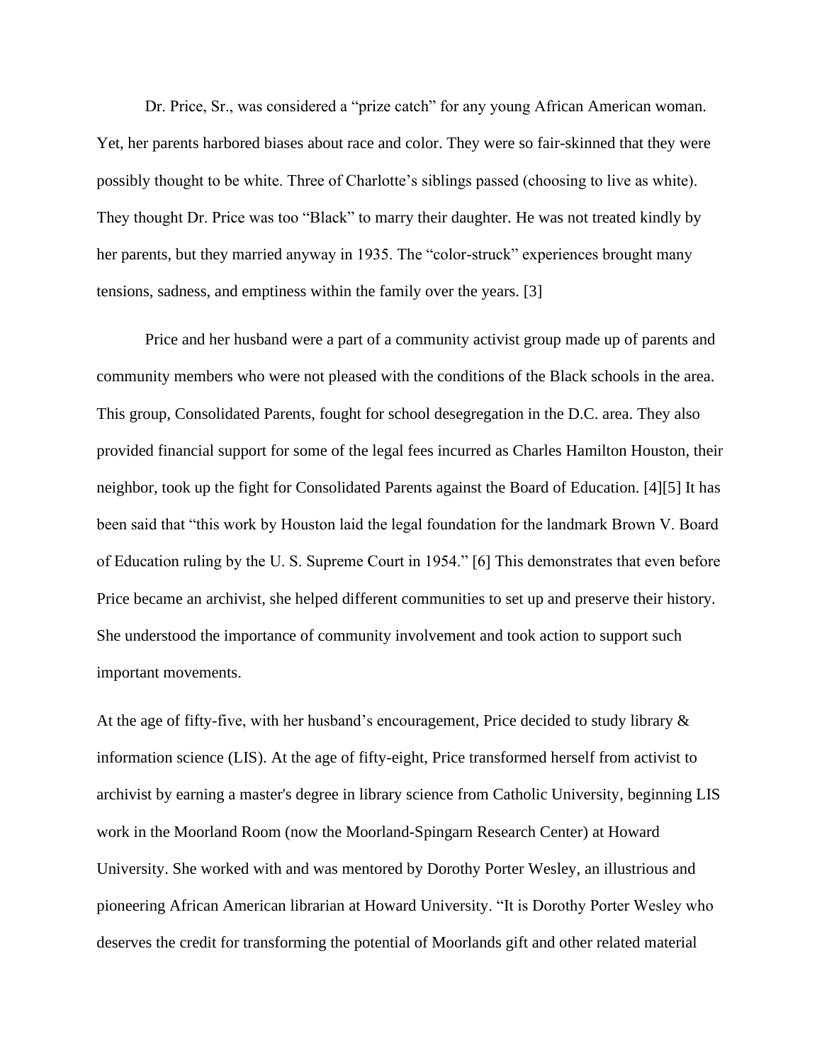Dr. Price, Sr., was considered a "prize catch" for any young African American woman. Yet, her parents harbored biases about race and color. They were so fair-skinned that they were possibly thought to be white. Three of Charlotte's siblings passed (choosing to live as white). They thought Dr. Price was too "Black" to marry their daughter. He was not treated kindly by her parents, but they married anyway in 1935. The "color-struck" experiences brought many tensions, sadness, and emptiness within the family over the years. [3]

Price and her husband were a part of a community activist group made up of parents and community members who were not pleased with the conditions of the Black schools in the area. This group, Consolidated Parents, fought for school desegregation in the D.C. area. They also provided financial support for some of the legal fees incurred as Charles Hamilton Houston, their neighbor, took up the fight for Consolidated Parents against the Board of Education. [4][5] It has been said that "this work by Houston laid the legal foundation for the landmark Brown V. Board of Education ruling by the U. S. Supreme Court in 1954." [6] This demonstrates that even before Price became an archivist, she helped different communities to set up and preserve their history. She understood the importance of community involvement and took action to support such important movements.

At the age of fifty-five, with her husband's encouragement, Price decided to study library & information science (LIS). At the age of fifty-eight, Price transformed herself from activist to archivist by earning a master's degree in library science from Catholic University, beginning LIS work in the Moorland Room (now the Moorland-Spingarn Research Center) at Howard University. She worked with and was mentored by Dorothy Porter Wesley, an illustrious and pioneering African American librarian at Howard University. "It is Dorothy Porter Wesley who deserves the credit for transforming the potential of Moorlands gift and other related material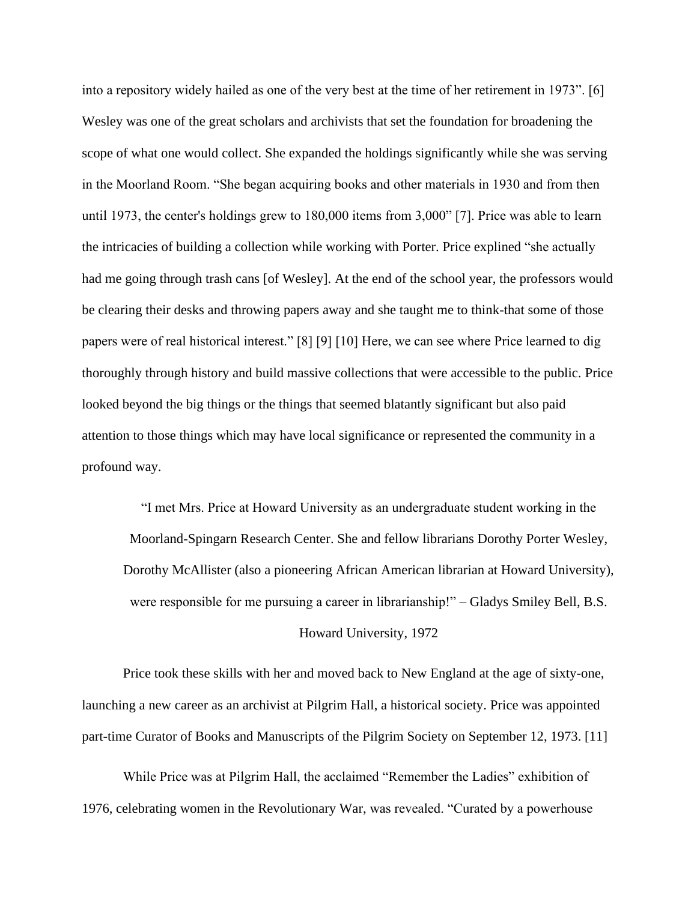into a repository widely hailed as one of the very best at the time of her retirement in 1973". [6] Wesley was one of the great scholars and archivists that set the foundation for broadening the scope of what one would collect. She expanded the holdings significantly while she was serving in the Moorland Room. "She began acquiring books and other materials in 1930 and from then until 1973, the center's holdings grew to 180,000 items from 3,000" [7]. Price was able to learn the intricacies of building a collection while working with Porter. Price explined "she actually had me going through trash cans [of Wesley]. At the end of the school year, the professors would be clearing their desks and throwing papers away and she taught me to think-that some of those papers were of real historical interest." [8] [9] [10] Here, we can see where Price learned to dig thoroughly through history and build massive collections that were accessible to the public. Price looked beyond the big things or the things that seemed blatantly significant but also paid attention to those things which may have local significance or represented the community in a profound way.

> "I met Mrs. Price at Howard University as an undergraduate student working in the Moorland-Spingarn Research Center. She and fellow librarians Dorothy Porter Wesley, Dorothy McAllister (also a pioneering African American librarian at Howard University), were responsible for me pursuing a career in librarianship!" – Gladys Smiley Bell, B.S. Howard University, 1972

Price took these skills with her and moved back to New England at the age of sixty-one, launching a new career as an archivist at Pilgrim Hall, a historical society. Price was appointed part-time Curator of Books and Manuscripts of the Pilgrim Society on September 12, 1973. [11]

While Price was at Pilgrim Hall, the acclaimed "Remember the Ladies" exhibition of 1976, celebrating women in the Revolutionary War, was revealed. "Curated by a powerhouse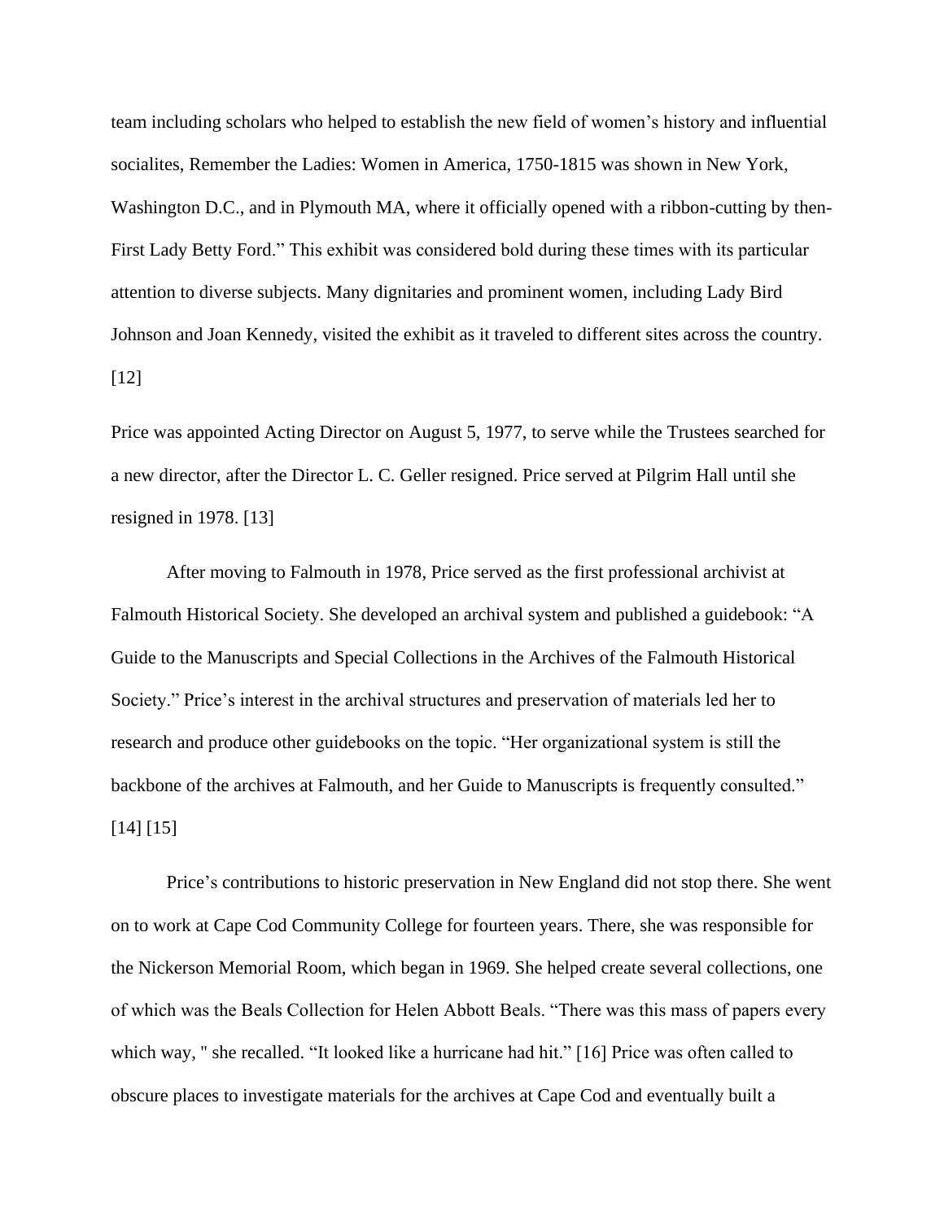team including scholars who helped to establish the new field of women's history and influential socialites, Remember the Ladies: Women in America, 1750-1815 was shown in New York, Washington D.C., and in Plymouth MA, where it officially opened with a ribbon-cutting by then-First Lady Betty Ford." This exhibit was considered bold during these times with its particular attention to diverse subjects. Many dignitaries and prominent women, including Lady Bird Johnson and Joan Kennedy, visited the exhibit as it traveled to different sites across the country. [12]

Price was appointed Acting Director on August 5, 1977, to serve while the Trustees searched for a new director, after the Director L. C. Geller resigned. Price served at Pilgrim Hall until she resigned in 1978. [13]

After moving to Falmouth in 1978, Price served as the first professional archivist at Falmouth Historical Society. She developed an archival system and published a guidebook: "A Guide to the Manuscripts and Special Collections in the Archives of the Falmouth Historical Society." Price's interest in the archival structures and preservation of materials led her to research and produce other guidebooks on the topic. "Her organizational system is still the backbone of the archives at Falmouth, and her Guide to Manuscripts is frequently consulted." [14] [15]

Price's contributions to historic preservation in New England did not stop there. She went on to work at Cape Cod Community College for fourteen years. There, she was responsible for the Nickerson Memorial Room, which began in 1969. She helped create several collections, one of which was the Beals Collection for Helen Abbott Beals. "There was this mass of papers every which way, " she recalled. "It looked like a hurricane had hit." [16] Price was often called to obscure places to investigate materials for the archives at Cape Cod and eventually built a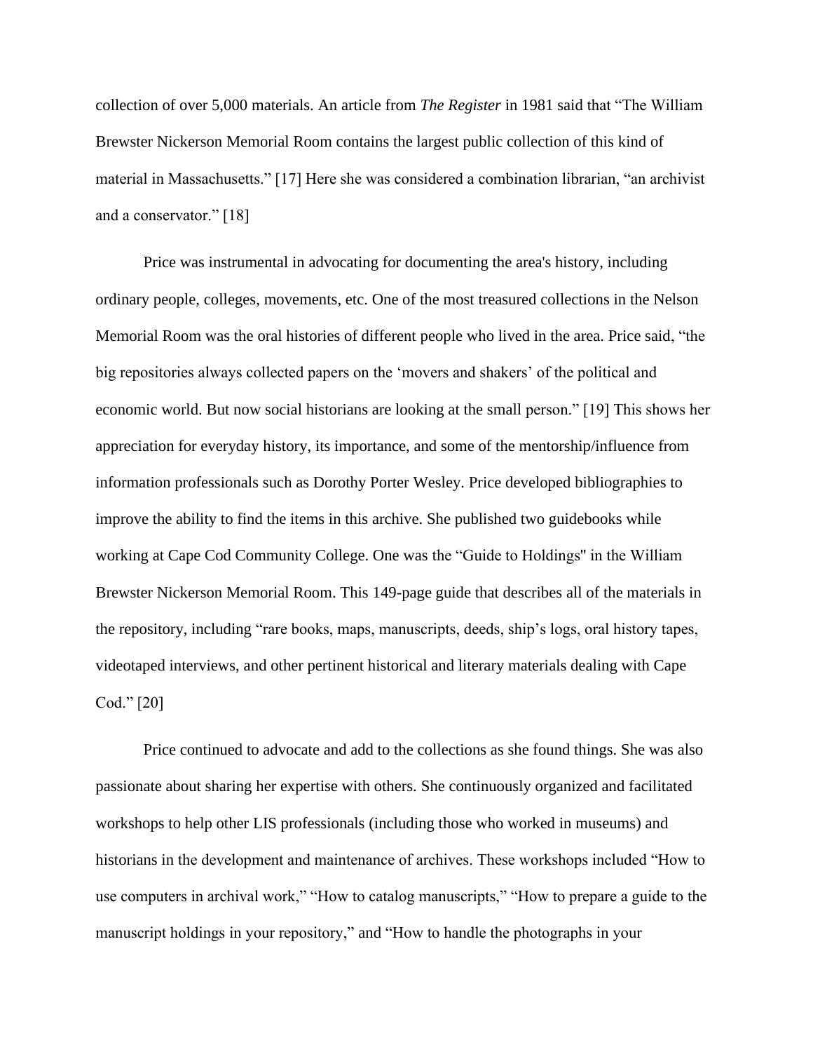collection of over 5,000 materials. An article from *The Register* in 1981 said that "The William Brewster Nickerson Memorial Room contains the largest public collection of this kind of material in Massachusetts." [17] Here she was considered a combination librarian, "an archivist and a conservator." [18]

Price was instrumental in advocating for documenting the area's history, including ordinary people, colleges, movements, etc. One of the most treasured collections in the Nelson Memorial Room was the oral histories of different people who lived in the area. Price said, "the big repositories always collected papers on the 'movers and shakers' of the political and economic world. But now social historians are looking at the small person." [19] This shows her appreciation for everyday history, its importance, and some of the mentorship/influence from information professionals such as Dorothy Porter Wesley. Price developed bibliographies to improve the ability to find the items in this archive. She published two guidebooks while working at Cape Cod Community College. One was the "Guide to Holdings" in the William Brewster Nickerson Memorial Room. This 149-page guide that describes all of the materials in the repository, including "rare books, maps, manuscripts, deeds, ship's logs, oral history tapes, videotaped interviews, and other pertinent historical and literary materials dealing with Cape Cod." [20]

Price continued to advocate and add to the collections as she found things. She was also passionate about sharing her expertise with others. She continuously organized and facilitated workshops to help other LIS professionals (including those who worked in museums) and historians in the development and maintenance of archives. These workshops included "How to use computers in archival work," "How to catalog manuscripts," "How to prepare a guide to the manuscript holdings in your repository," and "How to handle the photographs in your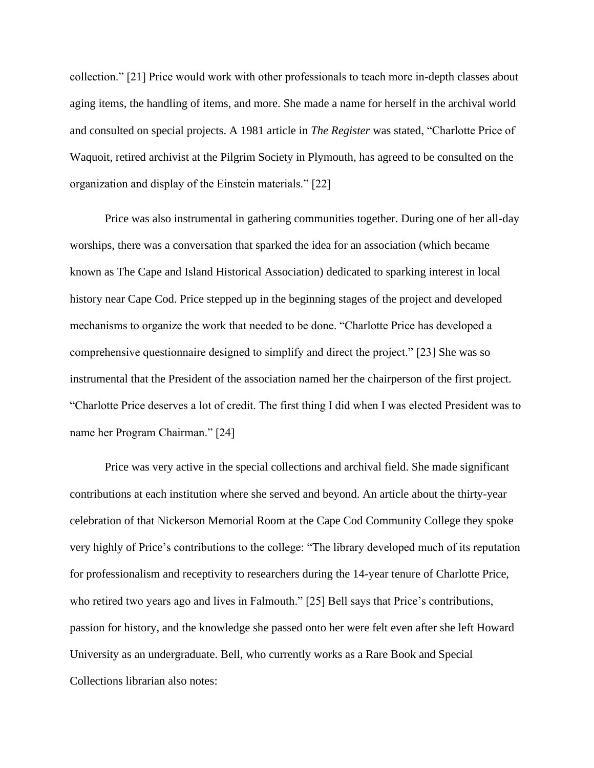collection." [21] Price would work with other professionals to teach more in-depth classes about aging items, the handling of items, and more. She made a name for herself in the archival world and consulted on special projects. A 1981 article in *The Register* was stated, "Charlotte Price of Waquoit, retired archivist at the Pilgrim Society in Plymouth, has agreed to be consulted on the organization and display of the Einstein materials." [22]

Price was also instrumental in gathering communities together. During one of her all-day worships, there was a conversation that sparked the idea for an association (which became known as The Cape and Island Historical Association) dedicated to sparking interest in local history near Cape Cod. Price stepped up in the beginning stages of the project and developed mechanisms to organize the work that needed to be done. "Charlotte Price has developed a comprehensive questionnaire designed to simplify and direct the project." [23] She was so instrumental that the President of the association named her the chairperson of the first project. "Charlotte Price deserves a lot of credit. The first thing I did when I was elected President was to name her Program Chairman." [24]

Price was very active in the special collections and archival field. She made significant contributions at each institution where she served and beyond. An article about the thirty-year celebration of that Nickerson Memorial Room at the Cape Cod Community College they spoke very highly of Price's contributions to the college: "The library developed much of its reputation for professionalism and receptivity to researchers during the 14-year tenure of Charlotte Price, who retired two years ago and lives in Falmouth." [25] Bell says that Price's contributions, passion for history, and the knowledge she passed onto her were felt even after she left Howard University as an undergraduate. Bell, who currently works as a Rare Book and Special Collections librarian also notes: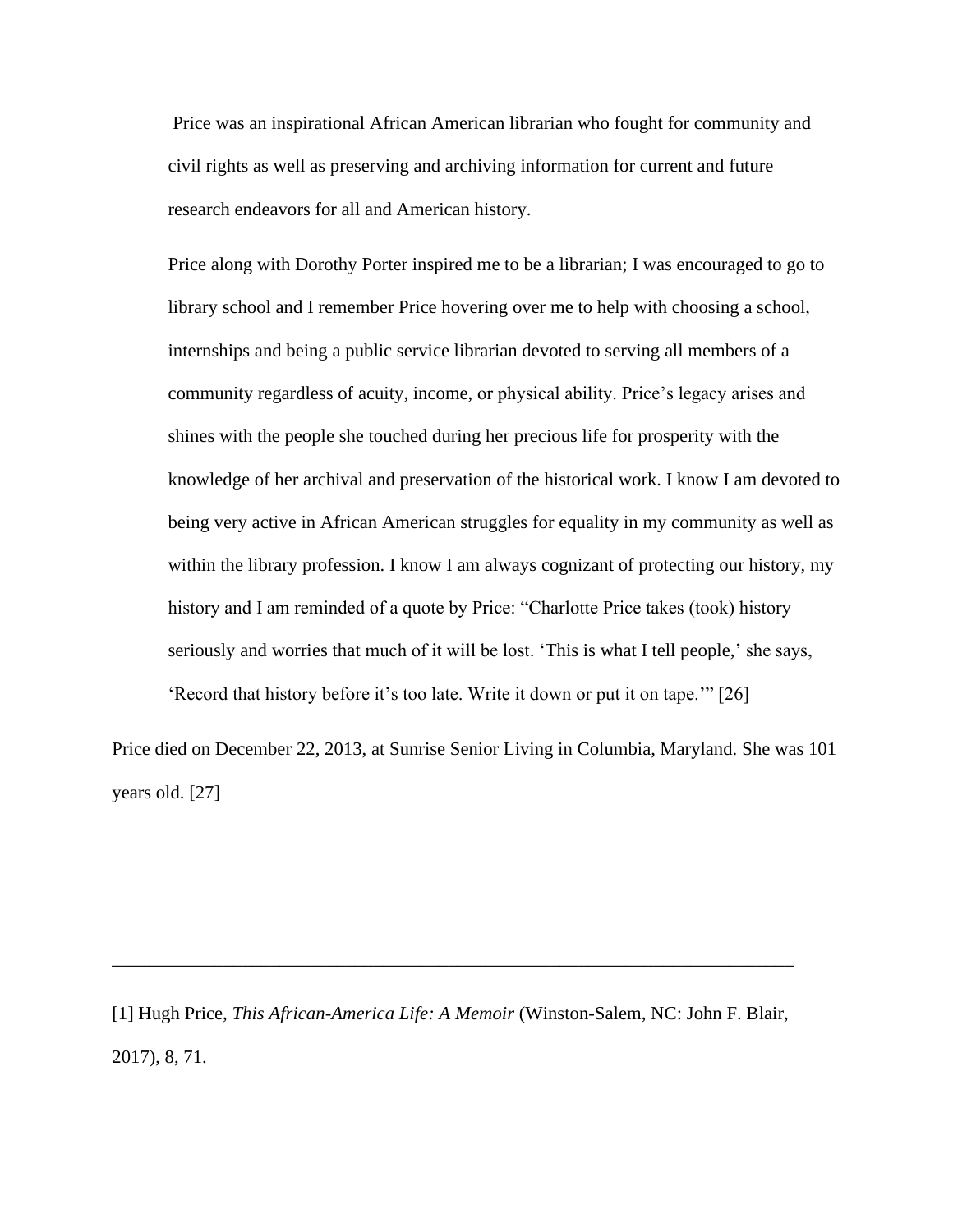> Price was an inspirational African American librarian who fought for community and civil rights as well as preserving and archiving information for current and future research endeavors for all and American history.
>
> Price along with Dorothy Porter inspired me to be a librarian; I was encouraged to go to library school and I remember Price hovering over me to help with choosing a school, internships and being a public service librarian devoted to serving all members of a community regardless of acuity, income, or physical ability. Price's legacy arises and shines with the people she touched during her precious life for prosperity with the knowledge of her archival and preservation of the historical work. I know I am devoted to being very active in African American struggles for equality in my community as well as within the library profession. I know I am always cognizant of protecting our history, my history and I am reminded of a quote by Price: "Charlotte Price takes (took) history seriously and worries that much of it will be lost. 'This is what I tell people,' she says, 'Record that history before it's too late. Write it down or put it on tape.'" [26]

Price died on December 22, 2013, at Sunrise Senior Living in Columbia, Maryland. She was 101 years old. [27]

---

[1] Hugh Price, *This African-America Life: A Memoir* (Winston-Salem, NC: John F. Blair, 2017), 8, 71.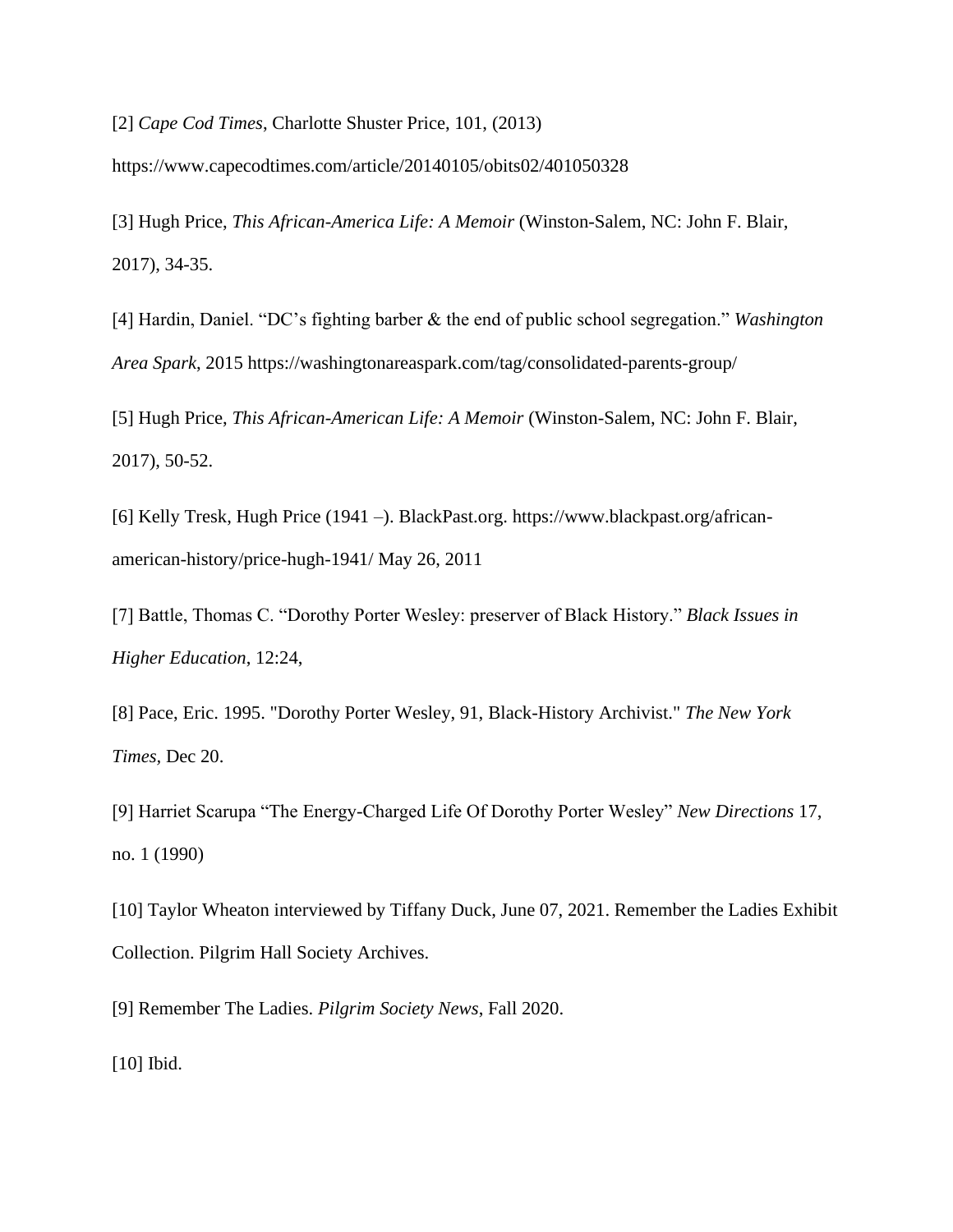[2] *Cape Cod Times*, Charlotte Shuster Price, 101, (2013) https://www.capecodtimes.com/article/20140105/obits02/401050328

[3] Hugh Price, *This African-America Life: A Memoir* (Winston-Salem, NC: John F. Blair, 2017), 34-35.

[4] Hardin, Daniel. "DC's fighting barber & the end of public school segregation." *Washington Area Spark*, 2015 https://washingtonareaspark.com/tag/consolidated-parents-group/

[5] Hugh Price, *This African-American Life: A Memoir* (Winston-Salem, NC: John F. Blair, 2017), 50-52.

[6] Kelly Tresk, Hugh Price (1941 –). BlackPast.org. https://www.blackpast.org/african-american-history/price-hugh-1941/ May 26, 2011

[7] Battle, Thomas C. "Dorothy Porter Wesley: preserver of Black History." *Black Issues in Higher Education*, 12:24,

[8] Pace, Eric. 1995. "Dorothy Porter Wesley, 91, Black-History Archivist." *The New York Times*, Dec 20.

[9] Harriet Scarupa "The Energy-Charged Life Of Dorothy Porter Wesley" *New Directions* 17, no. 1 (1990)

[10] Taylor Wheaton interviewed by Tiffany Duck, June 07, 2021. Remember the Ladies Exhibit Collection. Pilgrim Hall Society Archives.

[9] Remember The Ladies. *Pilgrim Society News*, Fall 2020.

[10] Ibid.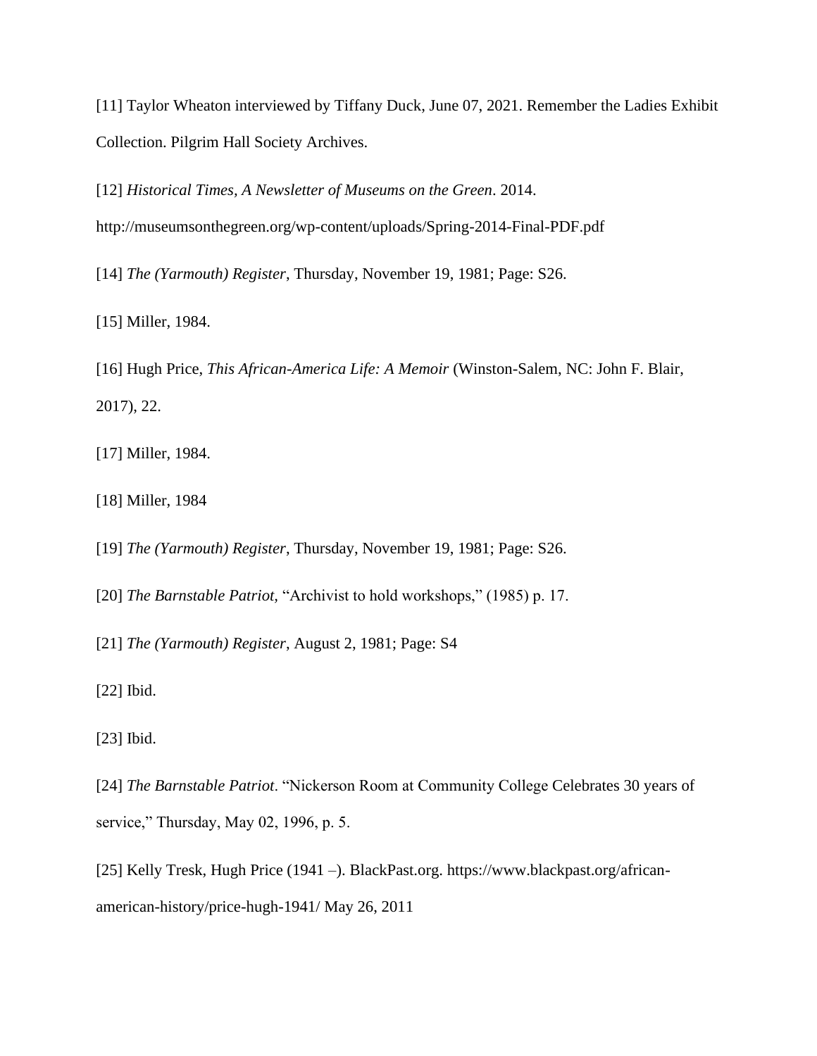[11] Taylor Wheaton interviewed by Tiffany Duck, June 07, 2021. Remember the Ladies Exhibit Collection. Pilgrim Hall Society Archives.

[12] *Historical Times, A Newsletter of Museums on the Green*. 2014. http://museumsonthegreen.org/wp-content/uploads/Spring-2014-Final-PDF.pdf

[14] *The (Yarmouth) Register*, Thursday, November 19, 1981; Page: S26.

[15] Miller, 1984.

[16] Hugh Price, *This African-America Life: A Memoir* (Winston-Salem, NC: John F. Blair, 2017), 22.

[17] Miller, 1984.

[18] Miller, 1984

[19] *The (Yarmouth) Register*, Thursday, November 19, 1981; Page: S26.

[20] *The Barnstable Patriot*, "Archivist to hold workshops," (1985) p. 17.

[21] *The (Yarmouth) Register*, August 2, 1981; Page: S4

[22] Ibid.

[23] Ibid.

[24] *The Barnstable Patriot*. "Nickerson Room at Community College Celebrates 30 years of service," Thursday, May 02, 1996, p. 5.

[25] Kelly Tresk, Hugh Price (1941 –). BlackPast.org. https://www.blackpast.org/african-american-history/price-hugh-1941/ May 26, 2011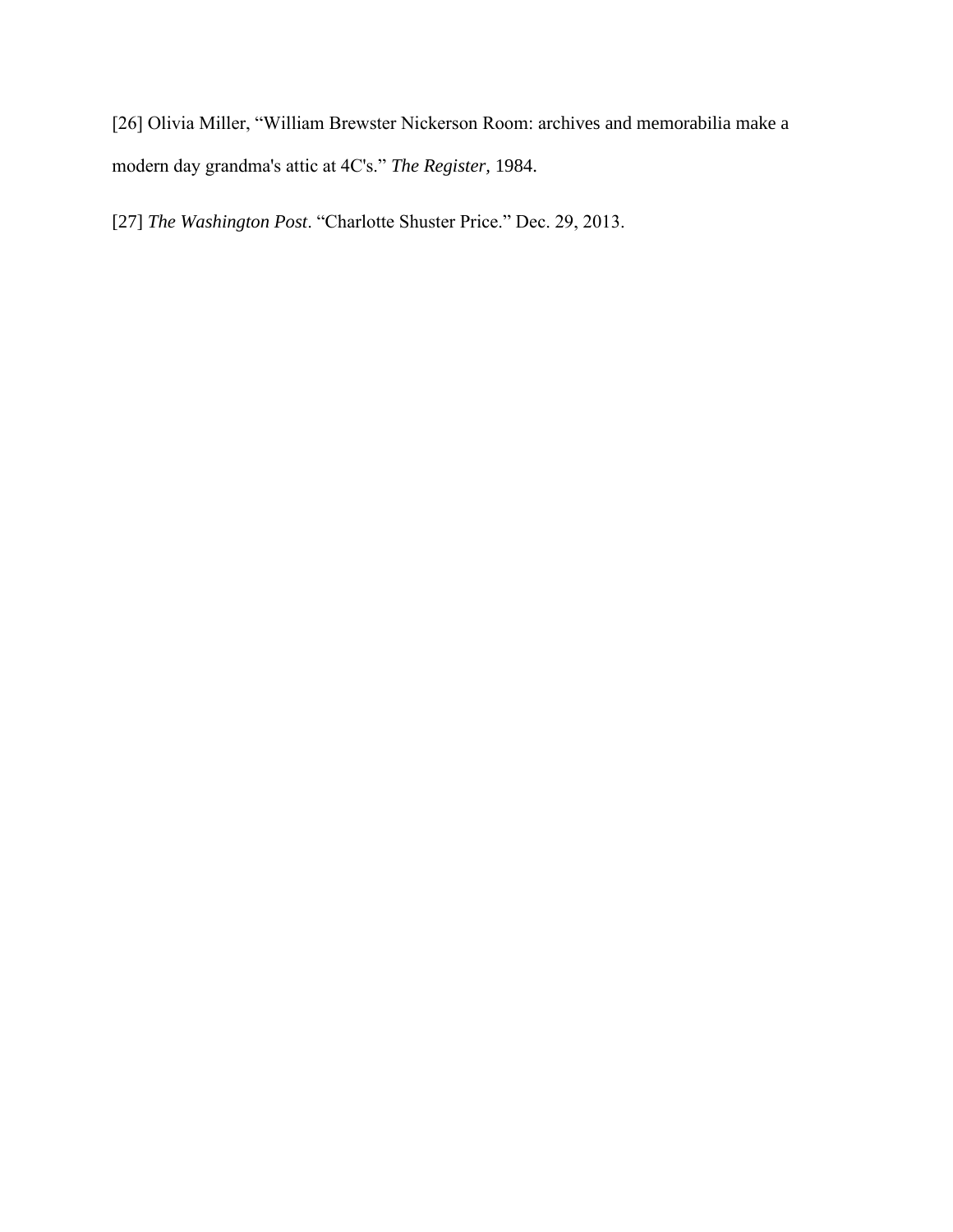[26] Olivia Miller, “William Brewster Nickerson Room: archives and memorabilia make a modern day grandma's attic at 4C's.” *The Register,* 1984.

[27] *The Washington Post*. “Charlotte Shuster Price.” Dec. 29, 2013.